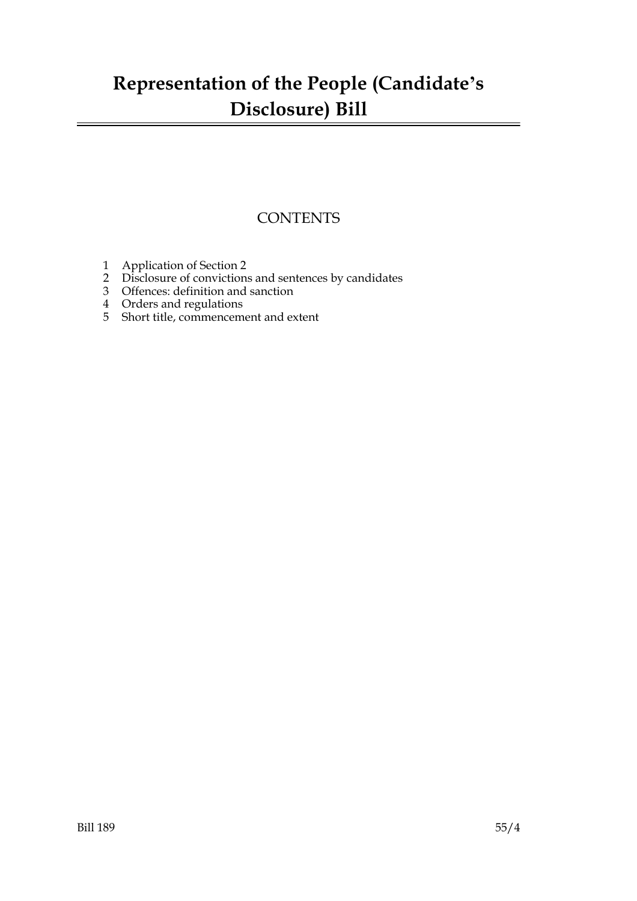# Representation of the People (Candidate's Disclosure) Bill

## CONTENTS

1 Application of Section 2
2 Disclosure of convictions and sentences by candidates
3 Offences: definition and sanction
4 Orders and regulations
5 Short title, commencement and extent

Bill 189 55/4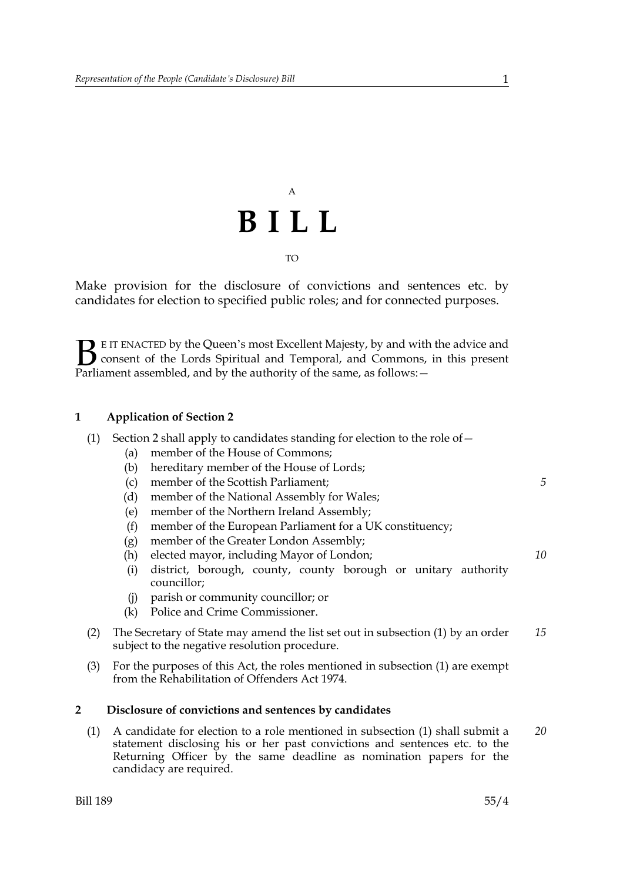A

# BILL

TO

Make provision for the disclosure of convictions and sentences etc. by candidates for election to specified public roles; and for connected purposes.

BE IT ENACTED by the Queen's most Excellent Majesty, by and with the advice and consent of the Lords Spiritual and Temporal, and Commons, in this present Parliament assembled, and by the authority of the same, as follows:—

### 1 Application of Section 2

(1) Section 2 shall apply to candidates standing for election to the role of—

- (a) member of the House of Commons;
- (b) hereditary member of the House of Lords;
- (c) member of the Scottish Parliament;
- (d) member of the National Assembly for Wales;
- (e) member of the Northern Ireland Assembly;
- (f) member of the European Parliament for a UK constituency;
- (g) member of the Greater London Assembly;
- (h) elected mayor, including Mayor of London;
- (i) district, borough, county, county borough or unitary authority councillor;
- (j) parish or community councillor; or
- (k) Police and Crime Commissioner.

(2) The Secretary of State may amend the list set out in subsection (1) by an order subject to the negative resolution procedure.

(3) For the purposes of this Act, the roles mentioned in subsection (1) are exempt from the Rehabilitation of Offenders Act 1974.

### 2 Disclosure of convictions and sentences by candidates

(1) A candidate for election to a role mentioned in subsection (1) shall submit a statement disclosing his or her past convictions and sentences etc. to the Returning Officer by the same deadline as nomination papers for the candidacy are required.

Bill 189 55/4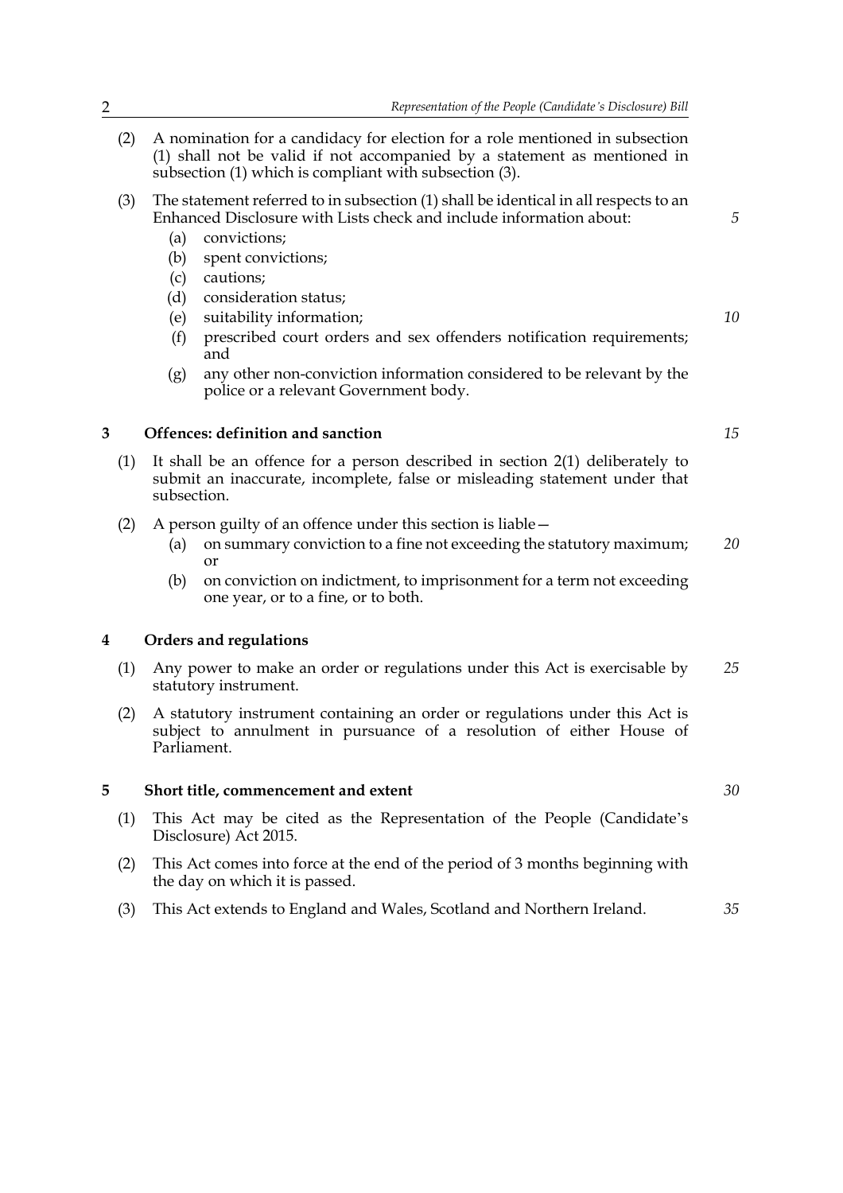(2) A nomination for a candidacy for election for a role mentioned in subsection (1) shall not be valid if not accompanied by a statement as mentioned in subsection (1) which is compliant with subsection (3).

(3) The statement referred to in subsection (1) shall be identical in all respects to an Enhanced Disclosure with Lists check and include information about:

   (a) convictions;
   (b) spent convictions;
   (c) cautions;
   (d) consideration status;
   (e) suitability information;
   (f) prescribed court orders and sex offenders notification requirements; and
   (g) any other non-conviction information considered to be relevant by the police or a relevant Government body.

## 3 Offences: definition and sanction

(1) It shall be an offence for a person described in section 2(1) deliberately to submit an inaccurate, incomplete, false or misleading statement under that subsection.

(2) A person guilty of an offence under this section is liable—

   (a) on summary conviction to a fine not exceeding the statutory maximum; or
   (b) on conviction on indictment, to imprisonment for a term not exceeding one year, or to a fine, or to both.

## 4 Orders and regulations

(1) Any power to make an order or regulations under this Act is exercisable by statutory instrument.

(2) A statutory instrument containing an order or regulations under this Act is subject to annulment in pursuance of a resolution of either House of Parliament.

## 5 Short title, commencement and extent

(1) This Act may be cited as the Representation of the People (Candidate's Disclosure) Act 2015.

(2) This Act comes into force at the end of the period of 3 months beginning with the day on which it is passed.

(3) This Act extends to England and Wales, Scotland and Northern Ireland.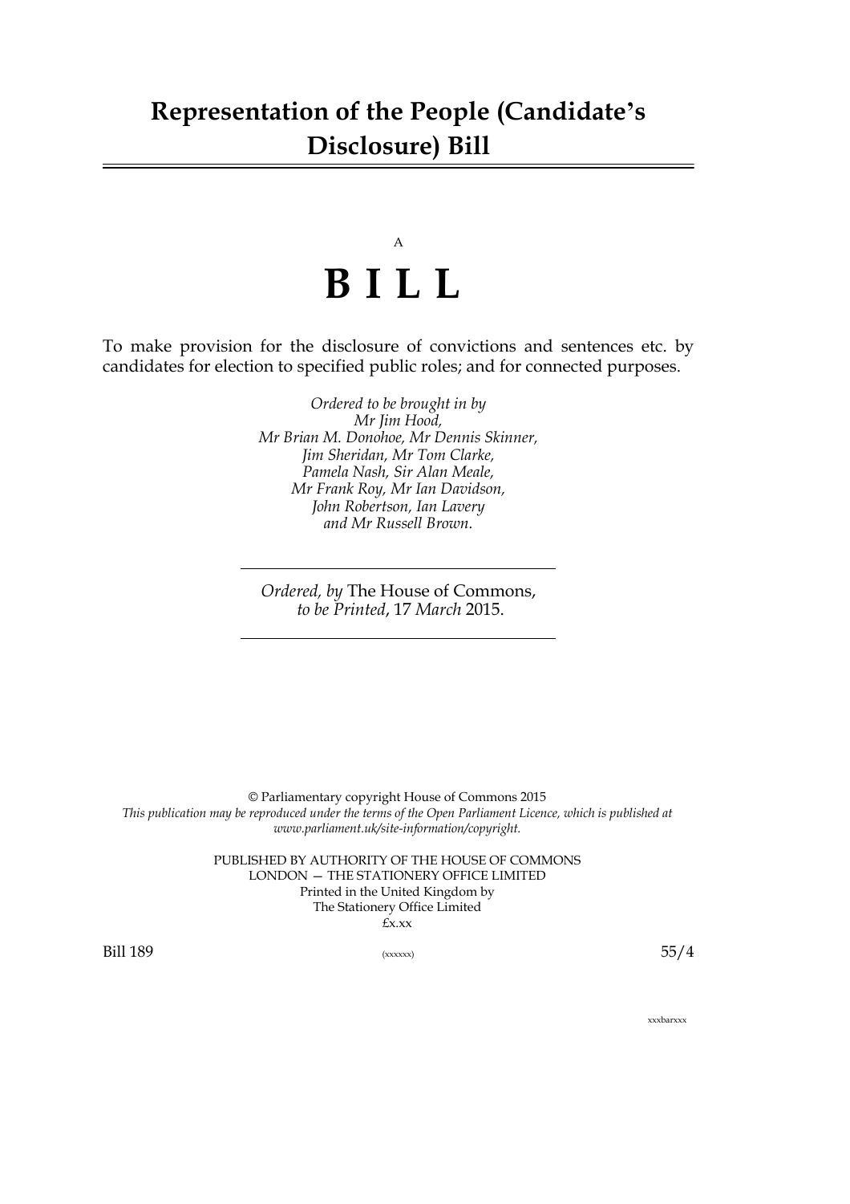# Representation of the People (Candidate's Disclosure) Bill

A

# B I L L

To make provision for the disclosure of convictions and sentences etc. by candidates for election to specified public roles; and for connected purposes.

*Ordered to be brought in by*
*Mr Jim Hood,*
*Mr Brian M. Donohoe, Mr Dennis Skinner,*
*Jim Sheridan, Mr Tom Clarke,*
*Pamela Nash, Sir Alan Meale,*
*Mr Frank Roy, Mr Ian Davidson,*
*John Robertson, Ian Lavery*
*and Mr Russell Brown.*

---

*Ordered, by* The House of Commons,
*to be Printed*, 17 *March* 2015.

---

© Parliamentary copyright House of Commons 2015
*This publication may be reproduced under the terms of the Open Parliament Licence, which is published at www.parliament.uk/site-information/copyright.*

PUBLISHED BY AUTHORITY OF THE HOUSE OF COMMONS
LONDON — THE STATIONERY OFFICE LIMITED
Printed in the United Kingdom by
The Stationery Office Limited
£x.xx

Bill 189 (xxxxxx) 55/4

xxxbarxxx